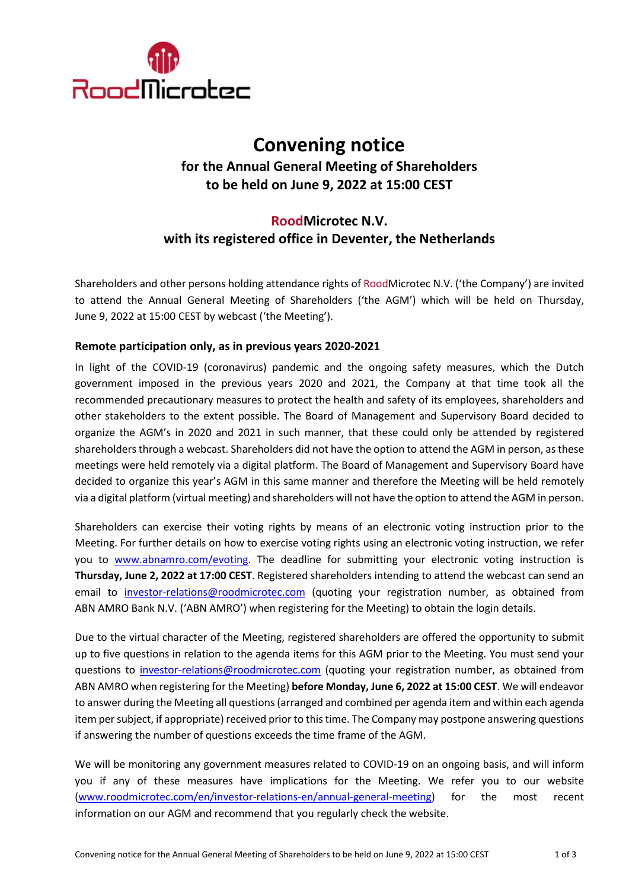# Convening notice

## for the Annual General Meeting of Shareholders to be held on June 9, 2022 at 15:00 CEST

## RoodMicrotec N.V. with its registered office in Deventer, the Netherlands

Shareholders and other persons holding attendance rights of RoodMicrotec N.V. ('the Company') are invited to attend the Annual General Meeting of Shareholders ('the AGM') which will be held on Thursday, June 9, 2022 at 15:00 CEST by webcast ('the Meeting').

### Remote participation only, as in previous years 2020-2021

In light of the COVID-19 (coronavirus) pandemic and the ongoing safety measures, which the Dutch government imposed in the previous years 2020 and 2021, the Company at that time took all the recommended precautionary measures to protect the health and safety of its employees, shareholders and other stakeholders to the extent possible. The Board of Management and Supervisory Board decided to organize the AGM's in 2020 and 2021 in such manner, that these could only be attended by registered shareholders through a webcast. Shareholders did not have the option to attend the AGM in person, as these meetings were held remotely via a digital platform. The Board of Management and Supervisory Board have decided to organize this year's AGM in this same manner and therefore the Meeting will be held remotely via a digital platform (virtual meeting) and shareholders will not have the option to attend the AGM in person.

Shareholders can exercise their voting rights by means of an electronic voting instruction prior to the Meeting. For further details on how to exercise voting rights using an electronic voting instruction, we refer you to www.abnamro.com/evoting. The deadline for submitting your electronic voting instruction is **Thursday, June 2, 2022 at 17:00 CEST**. Registered shareholders intending to attend the webcast can send an email to investor-relations@roodmicrotec.com (quoting your registration number, as obtained from ABN AMRO Bank N.V. ('ABN AMRO') when registering for the Meeting) to obtain the login details.

Due to the virtual character of the Meeting, registered shareholders are offered the opportunity to submit up to five questions in relation to the agenda items for this AGM prior to the Meeting. You must send your questions to investor-relations@roodmicrotec.com (quoting your registration number, as obtained from ABN AMRO when registering for the Meeting) **before Monday, June 6, 2022 at 15:00 CEST**. We will endeavor to answer during the Meeting all questions (arranged and combined per agenda item and within each agenda item per subject, if appropriate) received prior to this time. The Company may postpone answering questions if answering the number of questions exceeds the time frame of the AGM.

We will be monitoring any government measures related to COVID-19 on an ongoing basis, and will inform you if any of these measures have implications for the Meeting. We refer you to our website (www.roodmicrotec.com/en/investor-relations-en/annual-general-meeting) for the most recent information on our AGM and recommend that you regularly check the website.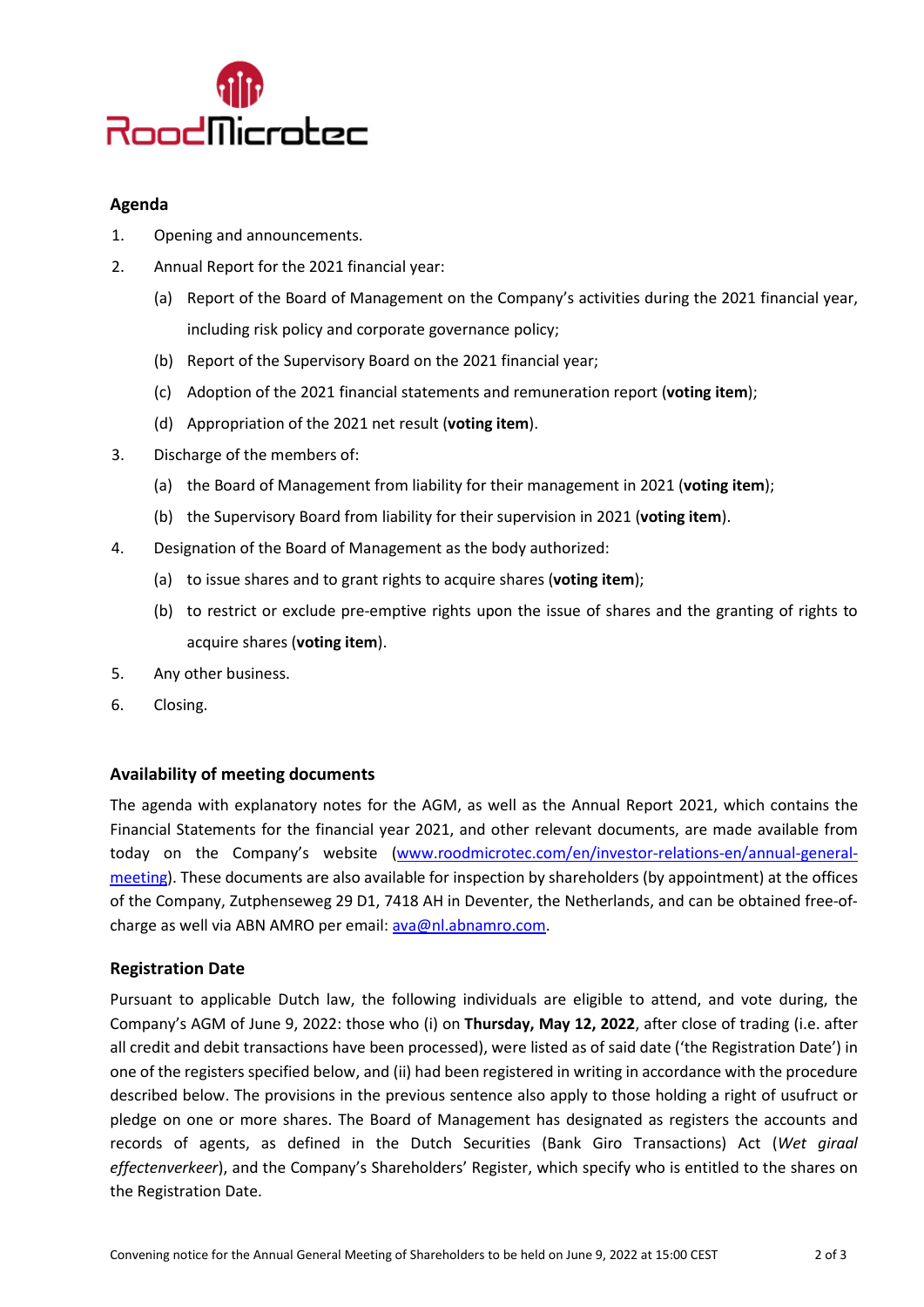## Agenda

1. Opening and announcements.
2. Annual Report for the 2021 financial year:
    (a) Report of the Board of Management on the Company's activities during the 2021 financial year, including risk policy and corporate governance policy;
    (b) Report of the Supervisory Board on the 2021 financial year;
    (c) Adoption of the 2021 financial statements and remuneration report (**voting item**);
    (d) Appropriation of the 2021 net result (**voting item**).
3. Discharge of the members of:
    (a) the Board of Management from liability for their management in 2021 (**voting item**);
    (b) the Supervisory Board from liability for their supervision in 2021 (**voting item**).
4. Designation of the Board of Management as the body authorized:
    (a) to issue shares and to grant rights to acquire shares (**voting item**);
    (b) to restrict or exclude pre-emptive rights upon the issue of shares and the granting of rights to acquire shares (**voting item**).
5. Any other business.
6. Closing.

## Availability of meeting documents

The agenda with explanatory notes for the AGM, as well as the Annual Report 2021, which contains the Financial Statements for the financial year 2021, and other relevant documents, are made available from today on the Company's website (www.roodmicrotec.com/en/investor-relations-en/annual-general-meeting). These documents are also available for inspection by shareholders (by appointment) at the offices of the Company, Zutphenseweg 29 D1, 7418 AH in Deventer, the Netherlands, and can be obtained free-of-charge as well via ABN AMRO per email: ava@nl.abnamro.com.

## Registration Date

Pursuant to applicable Dutch law, the following individuals are eligible to attend, and vote during, the Company's AGM of June 9, 2022: those who (i) on **Thursday, May 12, 2022**, after close of trading (i.e. after all credit and debit transactions have been processed), were listed as of said date ('the Registration Date') in one of the registers specified below, and (ii) had been registered in writing in accordance with the procedure described below. The provisions in the previous sentence also apply to those holding a right of usufruct or pledge on one or more shares. The Board of Management has designated as registers the accounts and records of agents, as defined in the Dutch Securities (Bank Giro Transactions) Act (*Wet giraal effectenverkeer*), and the Company's Shareholders' Register, which specify who is entitled to the shares on the Registration Date.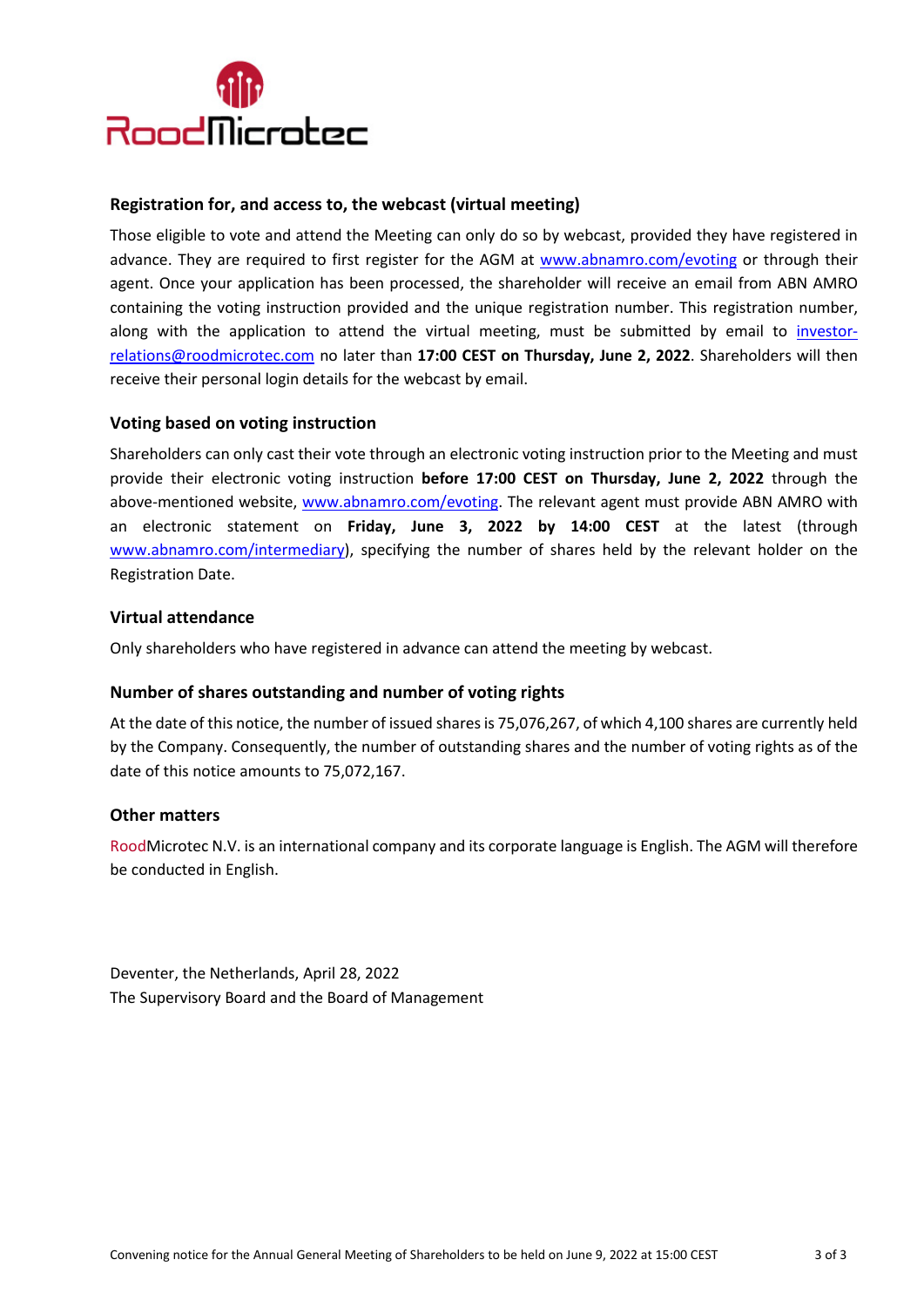### Registration for, and access to, the webcast (virtual meeting)

Those eligible to vote and attend the Meeting can only do so by webcast, provided they have registered in advance. They are required to first register for the AGM at www.abnamro.com/evoting or through their agent. Once your application has been processed, the shareholder will receive an email from ABN AMRO containing the voting instruction provided and the unique registration number. This registration number, along with the application to attend the virtual meeting, must be submitted by email to investor-relations@roodmicrotec.com no later than **17:00 CEST on Thursday, June 2, 2022**. Shareholders will then receive their personal login details for the webcast by email.

### Voting based on voting instruction

Shareholders can only cast their vote through an electronic voting instruction prior to the Meeting and must provide their electronic voting instruction **before 17:00 CEST on Thursday, June 2, 2022** through the above-mentioned website, www.abnamro.com/evoting. The relevant agent must provide ABN AMRO with an electronic statement on **Friday, June 3, 2022 by 14:00 CEST** at the latest (through www.abnamro.com/intermediary), specifying the number of shares held by the relevant holder on the Registration Date.

### Virtual attendance

Only shareholders who have registered in advance can attend the meeting by webcast.

### Number of shares outstanding and number of voting rights

At the date of this notice, the number of issued shares is 75,076,267, of which 4,100 shares are currently held by the Company. Consequently, the number of outstanding shares and the number of voting rights as of the date of this notice amounts to 75,072,167.

### Other matters

RoodMicrotec N.V. is an international company and its corporate language is English. The AGM will therefore be conducted in English.

Deventer, the Netherlands, April 28, 2022
The Supervisory Board and the Board of Management